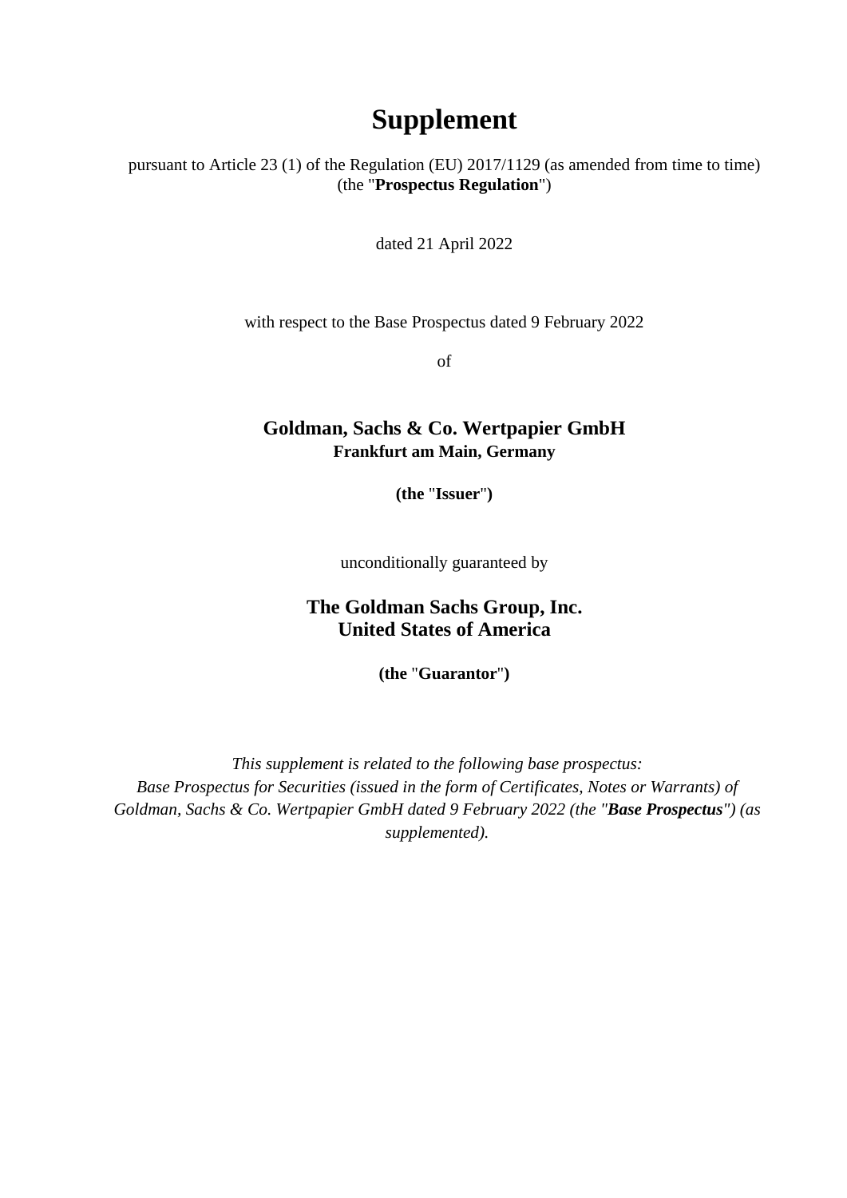# Supplement

pursuant to Article 23 (1) of the Regulation (EU) 2017/1129 (as amended from time to time) (the "**Prospectus Regulation**")

dated 21 April 2022

with respect to the Base Prospectus dated 9 February 2022

of

**Goldman, Sachs & Co. Wertpapier GmbH**
**Frankfurt am Main, Germany**

**(the "Issuer")**

unconditionally guaranteed by

**The Goldman Sachs Group, Inc.**
**United States of America**

**(the "Guarantor")**

*This supplement is related to the following base prospectus: Base Prospectus for Securities (issued in the form of Certificates, Notes or Warrants) of Goldman, Sachs & Co. Wertpapier GmbH dated 9 February 2022 (the "**Base Prospectus**") (as supplemented).*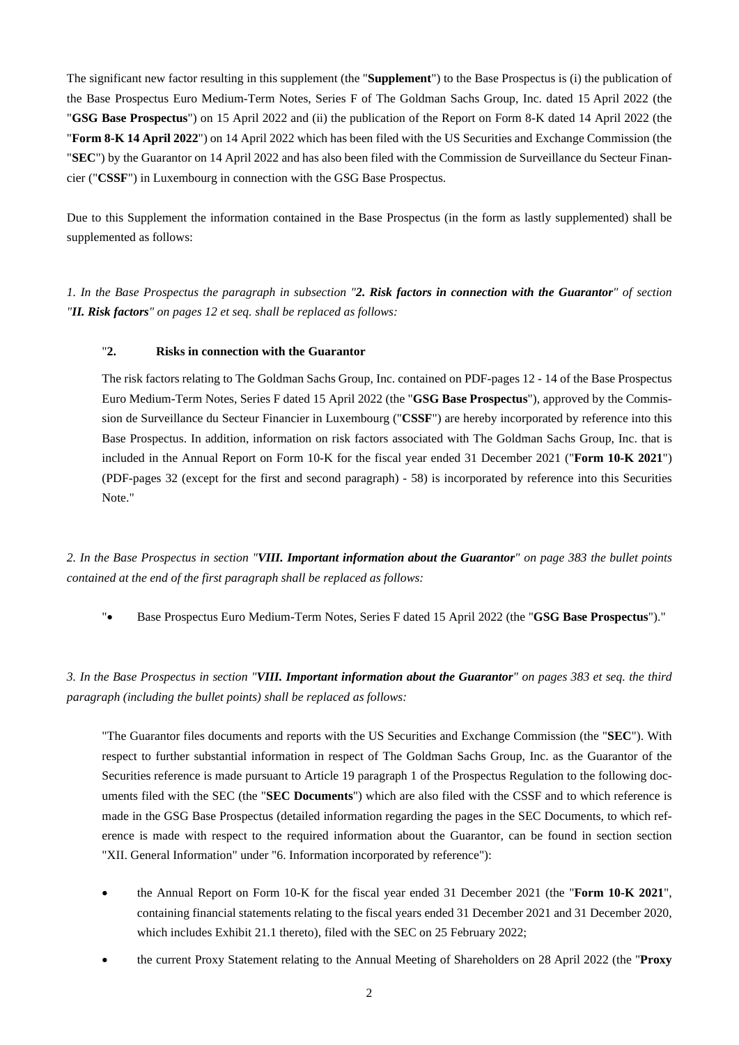The significant new factor resulting in this supplement (the "**Supplement**") to the Base Prospectus is (i) the publication of the Base Prospectus Euro Medium-Term Notes, Series F of The Goldman Sachs Group, Inc. dated 15 April 2022 (the "**GSG Base Prospectus**") on 15 April 2022 and (ii) the publication of the Report on Form 8-K dated 14 April 2022 (the "**Form 8-K 14 April 2022**") on 14 April 2022 which has been filed with the US Securities and Exchange Commission (the "**SEC**") by the Guarantor on 14 April 2022 and has also been filed with the Commission de Surveillance du Secteur Financier ("**CSSF**") in Luxembourg in connection with the GSG Base Prospectus.

Due to this Supplement the information contained in the Base Prospectus (in the form as lastly supplemented) shall be supplemented as follows:

*1. In the Base Prospectus the paragraph in subsection "**2. Risk factors in connection with the Guarantor**" of section "**II. Risk factors**" on pages 12 et seq. shall be replaced as follows:*

> "**2. Risks in connection with the Guarantor**
>
> The risk factors relating to The Goldman Sachs Group, Inc. contained on PDF-pages 12 - 14 of the Base Prospectus Euro Medium-Term Notes, Series F dated 15 April 2022 (the "**GSG Base Prospectus**"), approved by the Commission de Surveillance du Secteur Financier in Luxembourg ("**CSSF**") are hereby incorporated by reference into this Base Prospectus. In addition, information on risk factors associated with The Goldman Sachs Group, Inc. that is included in the Annual Report on Form 10-K for the fiscal year ended 31 December 2021 ("**Form 10-K 2021**") (PDF-pages 32 (except for the first and second paragraph) - 58) is incorporated by reference into this Securities Note."

*2. In the Base Prospectus in section "**VIII. Important information about the Guarantor**" on page 383 the bullet points contained at the end of the first paragraph shall be replaced as follows:*

> "• Base Prospectus Euro Medium-Term Notes, Series F dated 15 April 2022 (the "**GSG Base Prospectus**")."

*3. In the Base Prospectus in section "**VIII. Important information about the Guarantor**" on pages 383 et seq. the third paragraph (including the bullet points) shall be replaced as follows:*

> "The Guarantor files documents and reports with the US Securities and Exchange Commission (the "**SEC**"). With respect to further substantial information in respect of The Goldman Sachs Group, Inc. as the Guarantor of the Securities reference is made pursuant to Article 19 paragraph 1 of the Prospectus Regulation to the following documents filed with the SEC (the "**SEC Documents**") which are also filed with the CSSF and to which reference is made in the GSG Base Prospectus (detailed information regarding the pages in the SEC Documents, to which reference is made with respect to the required information about the Guarantor, can be found in section section "XII. General Information" under "6. Information incorporated by reference"):
>
> - the Annual Report on Form 10-K for the fiscal year ended 31 December 2021 (the "**Form 10-K 2021**", containing financial statements relating to the fiscal years ended 31 December 2021 and 31 December 2020, which includes Exhibit 21.1 thereto), filed with the SEC on 25 February 2022;
> - the current Proxy Statement relating to the Annual Meeting of Shareholders on 28 April 2022 (the "**Proxy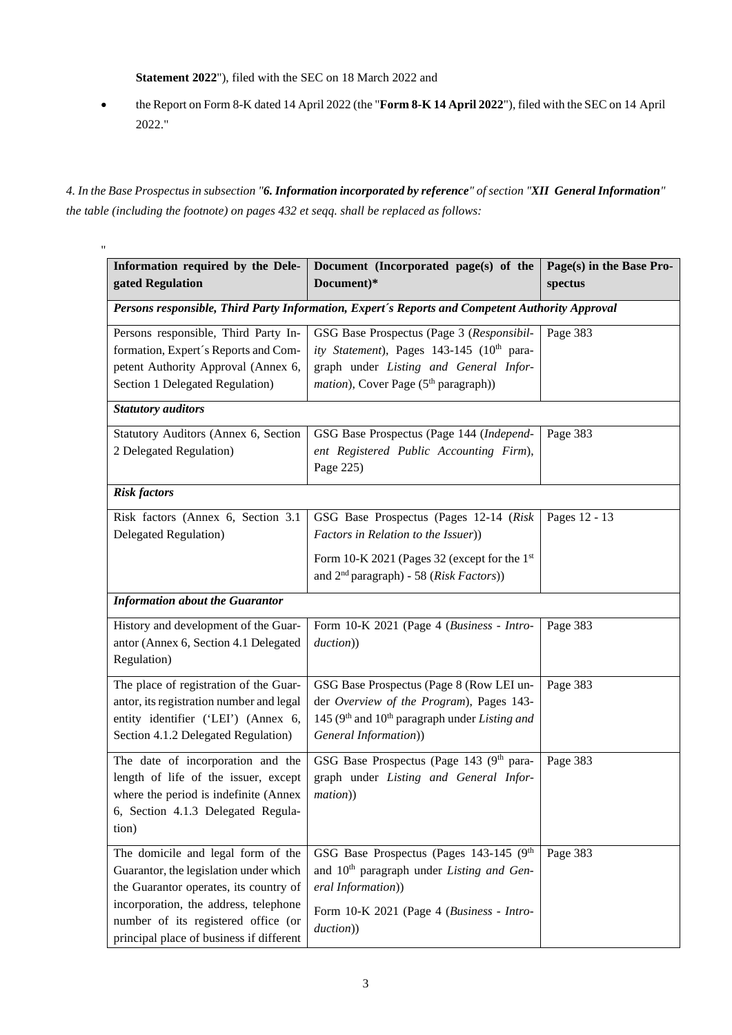**Statement 2022**"), filed with the SEC on 18 March 2022 and

- the Report on Form 8-K dated 14 April 2022 (the "**Form 8-K 14 April 2022**"), filed with the SEC on 14 April 2022."

*4. In the Base Prospectus in subsection "**6. Information incorporated by reference**" of section "**XII General Information**" the table (including the footnote) on pages 432 et seqq. shall be replaced as follows:*

"

| Information required by the Delegated Regulation | Document (Incorporated page(s) of the Document)* | Page(s) in the Base Prospectus |
|---|---|---|
| ***Persons responsible, Third Party Information, Expert´s Reports and Competent Authority Approval*** | | |
| Persons responsible, Third Party Information, Expert´s Reports and Competent Authority Approval (Annex 6, Section 1 Delegated Regulation) | GSG Base Prospectus (Page 3 (*Responsibility Statement*), Pages 143-145 (10th paragraph under *Listing and General Information*), Cover Page (5th paragraph)) | Page 383 |
| ***Statutory auditors*** | | |
| Statutory Auditors (Annex 6, Section 2 Delegated Regulation) | GSG Base Prospectus (Page 144 (*Independent Registered Public Accounting Firm*), Page 225) | Page 383 |
| ***Risk factors*** | | |
| Risk factors (Annex 6, Section 3.1 Delegated Regulation) | GSG Base Prospectus (Pages 12-14 (*Risk Factors in Relation to the Issuer*))<br>Form 10-K 2021 (Pages 32 (except for the 1st and 2nd paragraph) - 58 (*Risk Factors*)) | Pages 12 - 13 |
| ***Information about the Guarantor*** | | |
| History and development of the Guarantor (Annex 6, Section 4.1 Delegated Regulation) | Form 10-K 2021 (Page 4 (*Business - Introduction*)) | Page 383 |
| The place of registration of the Guarantor, its registration number and legal entity identifier ('LEI') (Annex 6, Section 4.1.2 Delegated Regulation) | GSG Base Prospectus (Page 8 (Row LEI under *Overview of the Program*), Pages 143-145 (9th and 10th paragraph under *Listing and General Information*)) | Page 383 |
| The date of incorporation and the length of life of the issuer, except where the period is indefinite (Annex 6, Section 4.1.3 Delegated Regulation) | GSG Base Prospectus (Page 143 (9th paragraph under *Listing and General Information*)) | Page 383 |
| The domicile and legal form of the Guarantor, the legislation under which the Guarantor operates, its country of incorporation, the address, telephone number of its registered office (or principal place of business if different | GSG Base Prospectus (Pages 143-145 (9th and 10th paragraph under *Listing and General Information*))<br>Form 10-K 2021 (Page 4 (*Business - Introduction*)) | Page 383 |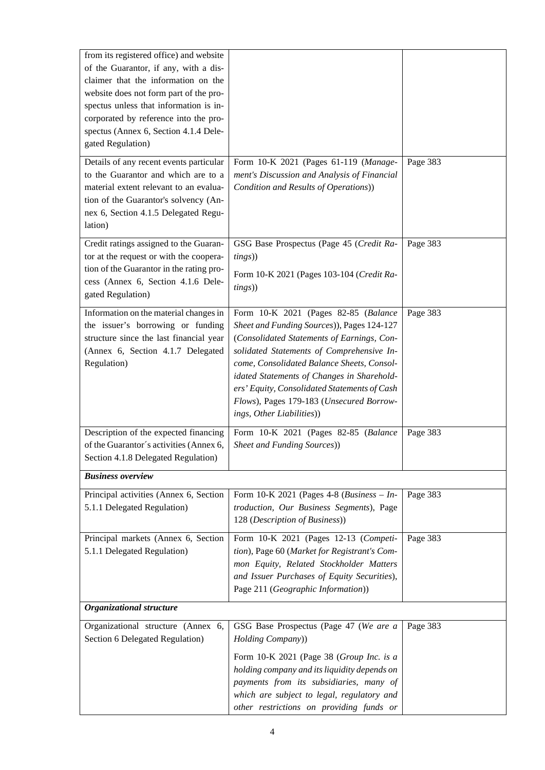| | | |
|---|---|---|
| from its registered office) and website of the Guarantor, if any, with a disclaimer that the information on the website does not form part of the prospectus unless that information is incorporated by reference into the prospectus (Annex 6, Section 4.1.4 Delegated Regulation) | | |
| Details of any recent events particular to the Guarantor and which are to a material extent relevant to an evaluation of the Guarantor's solvency (Annex 6, Section 4.1.5 Delegated Regulation) | Form 10-K 2021 (Pages 61-119 (*Management's Discussion and Analysis of Financial Condition and Results of Operations*)) | Page 383 |
| Credit ratings assigned to the Guarantor at the request or with the cooperation of the Guarantor in the rating process (Annex 6, Section 4.1.6 Delegated Regulation) | GSG Base Prospectus (Page 45 (*Credit Ratings*))<br><br>Form 10-K 2021 (Pages 103-104 (*Credit Ratings*)) | Page 383 |
| Information on the material changes in the issuer's borrowing or funding structure since the last financial year (Annex 6, Section 4.1.7 Delegated Regulation) | Form 10-K 2021 (Pages 82-85 (*Balance Sheet and Funding Sources*)), Pages 124-127 (*Consolidated Statements of Earnings, Consolidated Statements of Comprehensive Income, Consolidated Balance Sheets, Consolidated Statements of Changes in Shareholders' Equity, Consolidated Statements of Cash Flows*), Pages 179-183 (*Unsecured Borrowings, Other Liabilities*)) | Page 383 |
| Description of the expected financing of the Guarantor´s activities (Annex 6, Section 4.1.8 Delegated Regulation) | Form 10-K 2021 (Pages 82-85 (*Balance Sheet and Funding Sources*)) | Page 383 |
| ***Business overview*** | | |
| Principal activities (Annex 6, Section 5.1.1 Delegated Regulation) | Form 10-K 2021 (Pages 4-8 (*Business – Introduction, Our Business Segments*), Page 128 (*Description of Business*)) | Page 383 |
| Principal markets (Annex 6, Section 5.1.1 Delegated Regulation) | Form 10-K 2021 (Pages 12-13 (*Competition*), Page 60 (*Market for Registrant's Common Equity, Related Stockholder Matters and Issuer Purchases of Equity Securities*), Page 211 (*Geographic Information*)) | Page 383 |
| ***Organizational structure*** | | |
| Organizational structure (Annex 6, Section 6 Delegated Regulation) | GSG Base Prospectus (Page 47 (*We are a Holding Company*))<br><br>Form 10-K 2021 (Page 38 (*Group Inc. is a holding company and its liquidity depends on payments from its subsidiaries, many of which are subject to legal, regulatory and other restrictions on providing funds or* | Page 383 |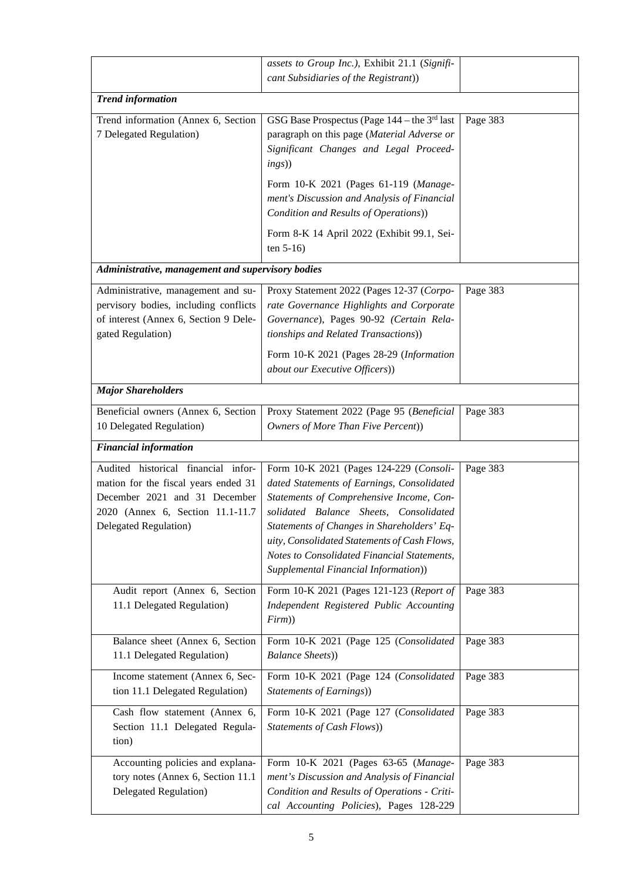| | | |
|---|---|---|
| | *assets to Group Inc.)*, Exhibit 21.1 (*Significant Subsidiaries of the Registrant*)) | |
| ***Trend information*** | | |
| Trend information (Annex 6, Section 7 Delegated Regulation) | GSG Base Prospectus (Page 144 – the 3rd last paragraph on this page (*Material Adverse or Significant Changes and Legal Proceedings*))<br><br>Form 10-K 2021 (Pages 61-119 (*Management's Discussion and Analysis of Financial Condition and Results of Operations*))<br><br>Form 8-K 14 April 2022 (Exhibit 99.1, Seiten 5-16) | Page 383 |
| ***Administrative, management and supervisory bodies*** | | |
| Administrative, management and supervisory bodies, including conflicts of interest (Annex 6, Section 9 Delegated Regulation) | Proxy Statement 2022 (Pages 12-37 (*Corporate Governance Highlights and Corporate Governance*), Pages 90-92 *(Certain Relationships and Related Transactions*))<br><br>Form 10-K 2021 (Pages 28-29 (*Information about our Executive Officers*)) | Page 383 |
| ***Major Shareholders*** | | |
| Beneficial owners (Annex 6, Section 10 Delegated Regulation) | Proxy Statement 2022 (Page 95 (*Beneficial Owners of More Than Five Percent*)) | Page 383 |
| ***Financial information*** | | |
| Audited historical financial information for the fiscal years ended 31 December 2021 and 31 December 2020 (Annex 6, Section 11.1-11.7 Delegated Regulation) | Form 10-K 2021 (Pages 124-229 (*Consolidated Statements of Earnings, Consolidated Statements of Comprehensive Income, Consolidated Balance Sheets, Consolidated Statements of Changes in Shareholders' Equity, Consolidated Statements of Cash Flows, Notes to Consolidated Financial Statements, Supplemental Financial Information*)) | Page 383 |
| Audit report (Annex 6, Section 11.1 Delegated Regulation) | Form 10-K 2021 (Pages 121-123 (*Report of Independent Registered Public Accounting Firm*)) | Page 383 |
| Balance sheet (Annex 6, Section 11.1 Delegated Regulation) | Form 10-K 2021 (Page 125 (*Consolidated Balance Sheets*)) | Page 383 |
| Income statement (Annex 6, Section 11.1 Delegated Regulation) | Form 10-K 2021 (Page 124 (*Consolidated Statements of Earnings*)) | Page 383 |
| Cash flow statement (Annex 6, Section 11.1 Delegated Regulation) | Form 10-K 2021 (Page 127 (*Consolidated Statements of Cash Flows*)) | Page 383 |
| Accounting policies and explanatory notes (Annex 6, Section 11.1 Delegated Regulation) | Form 10-K 2021 (Pages 63-65 (*Management's Discussion and Analysis of Financial Condition and Results of Operations - Critical Accounting Policies*), Pages 128-229 | Page 383 |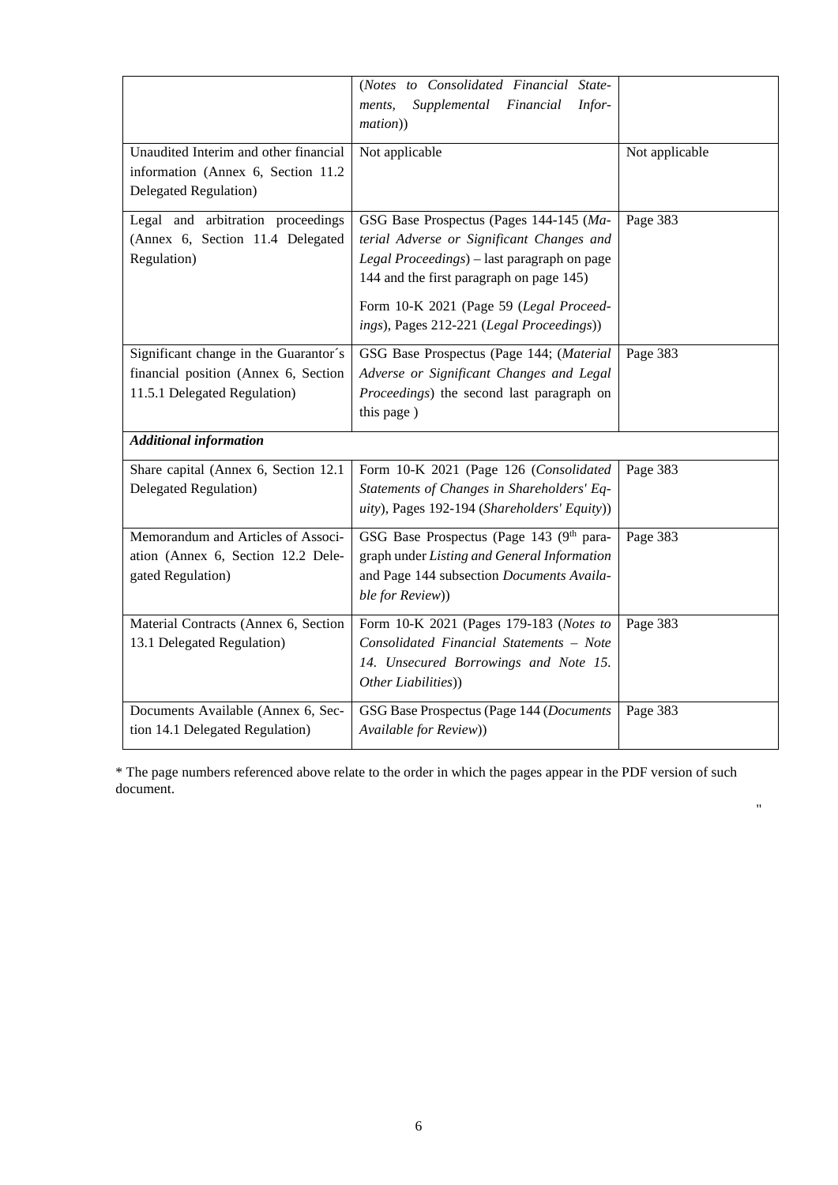| | | |
|---|---|---|
| | (*Notes to Consolidated Financial Statements, Supplemental Financial Information*)) | |
| Unaudited Interim and other financial information (Annex 6, Section 11.2 Delegated Regulation) | Not applicable | Not applicable |
| Legal and arbitration proceedings (Annex 6, Section 11.4 Delegated Regulation) | GSG Base Prospectus (Pages 144-145 (*Material Adverse or Significant Changes and Legal Proceedings*) – last paragraph on page 144 and the first paragraph on page 145)<br><br>Form 10-K 2021 (Page 59 (*Legal Proceedings*), Pages 212-221 (*Legal Proceedings*)) | Page 383 |
| Significant change in the Guarantor´s financial position (Annex 6, Section 11.5.1 Delegated Regulation) | GSG Base Prospectus (Page 144; (*Material Adverse or Significant Changes and Legal Proceedings*) the second last paragraph on this page ) | Page 383 |
| ***Additional information*** | | |
| Share capital (Annex 6, Section 12.1 Delegated Regulation) | Form 10-K 2021 (Page 126 (*Consolidated Statements of Changes in Shareholders' Equity*), Pages 192-194 (*Shareholders' Equity*)) | Page 383 |
| Memorandum and Articles of Association (Annex 6, Section 12.2 Delegated Regulation) | GSG Base Prospectus (Page 143 (9th paragraph under *Listing and General Information* and Page 144 subsection *Documents Available for Review*)) | Page 383 |
| Material Contracts (Annex 6, Section 13.1 Delegated Regulation) | Form 10-K 2021 (Pages 179-183 (*Notes to Consolidated Financial Statements – Note 14. Unsecured Borrowings and Note 15. Other Liabilities*)) | Page 383 |
| Documents Available (Annex 6, Section 14.1 Delegated Regulation) | GSG Base Prospectus (Page 144 (*Documents Available for Review*)) | Page 383 |

* The page numbers referenced above relate to the order in which the pages appear in the PDF version of such document.

"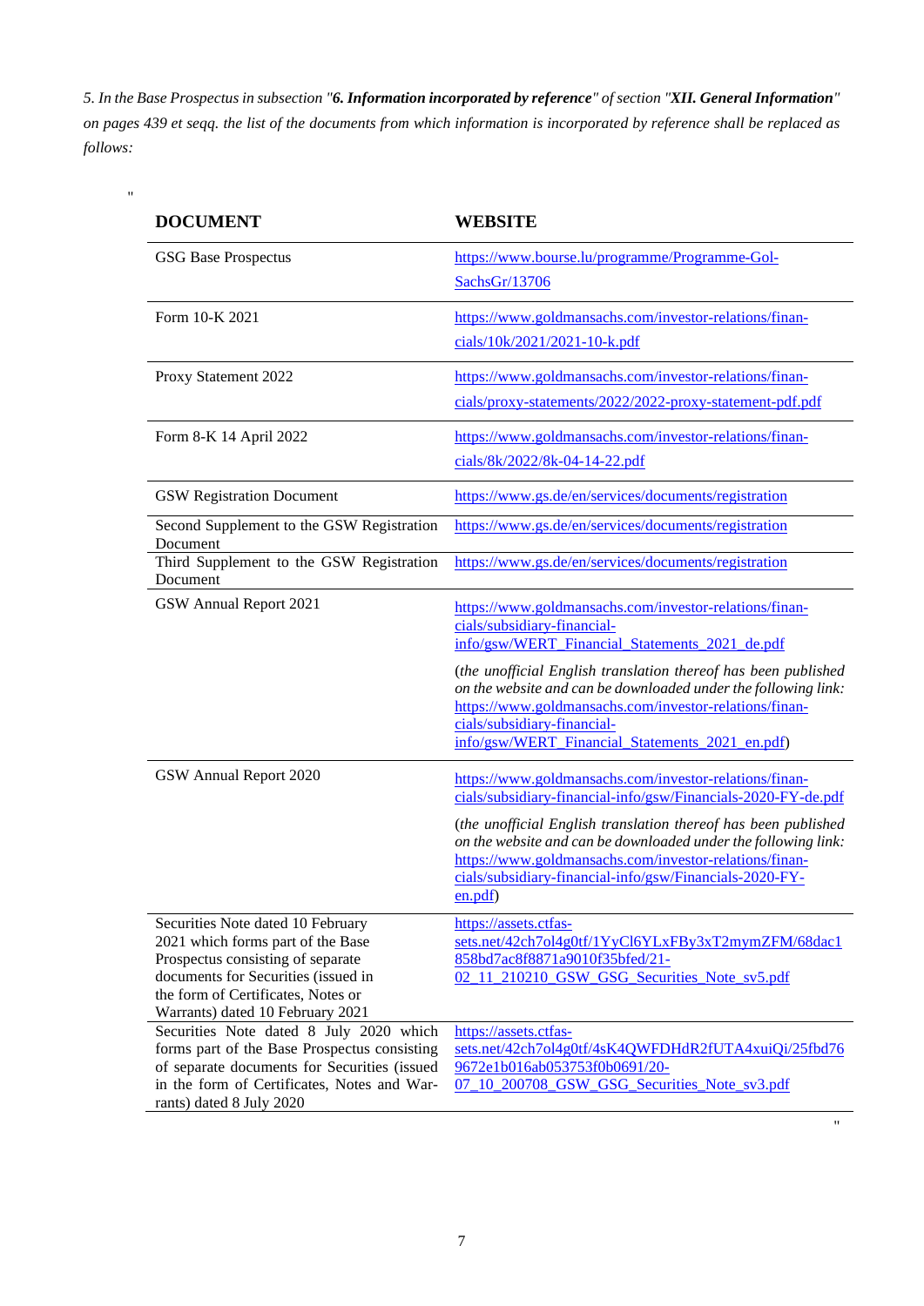*5. In the Base Prospectus in subsection "**6. Information incorporated by reference**" of section "**XII. General Information**" on pages 439 et seqq. the list of the documents from which information is incorporated by reference shall be replaced as follows:*

"

| **DOCUMENT** | **WEBSITE** |
|---|---|
| GSG Base Prospectus | https://www.bourse.lu/programme/Programme-Gol-SachsGr/13706 |
| Form 10-K 2021 | https://www.goldmansachs.com/investor-relations/financials/10k/2021/2021-10-k.pdf |
| Proxy Statement 2022 | https://www.goldmansachs.com/investor-relations/financials/proxy-statements/2022/2022-proxy-statement-pdf.pdf |
| Form 8-K 14 April 2022 | https://www.goldmansachs.com/investor-relations/financials/8k/2022/8k-04-14-22.pdf |
| GSW Registration Document | https://www.gs.de/en/services/documents/registration |
| Second Supplement to the GSW Registration Document | https://www.gs.de/en/services/documents/registration |
| Third Supplement to the GSW Registration Document | https://www.gs.de/en/services/documents/registration |
| GSW Annual Report 2021 | https://www.goldmansachs.com/investor-relations/financials/subsidiary-financial-info/gsw/WERT_Financial_Statements_2021_de.pdf<br><br>(*the unofficial English translation thereof has been published on the website and can be downloaded under the following link:* https://www.goldmansachs.com/investor-relations/financials/subsidiary-financial-info/gsw/WERT_Financial_Statements_2021_en.pdf) |
| GSW Annual Report 2020 | https://www.goldmansachs.com/investor-relations/financials/subsidiary-financial-info/gsw/Financials-2020-FY-de.pdf<br><br>(*the unofficial English translation thereof has been published on the website and can be downloaded under the following link:* https://www.goldmansachs.com/investor-relations/financials/subsidiary-financial-info/gsw/Financials-2020-FY-en.pdf) |
| Securities Note dated 10 February 2021 which forms part of the Base Prospectus consisting of separate documents for Securities (issued in the form of Certificates, Notes or Warrants) dated 10 February 2021 | https://assets.ctfassets.net/42ch7ol4g0tf/1YyCl6YLxFBy3xT2mymZFM/68dac1858bd7ac8f8871a9010f35bfed/21-02_11_210210_GSW_GSG_Securities_Note_sv5.pdf |
| Securities Note dated 8 July 2020 which forms part of the Base Prospectus consisting of separate documents for Securities (issued in the form of Certificates, Notes and Warrants) dated 8 July 2020 | https://assets.ctfassets.net/42ch7ol4g0tf/4sK4QWFDHdR2fUTA4xuiQi/25fbd769672e1b016ab053753f0b0691/20-07_10_200708_GSW_GSG_Securities_Note_sv3.pdf |

"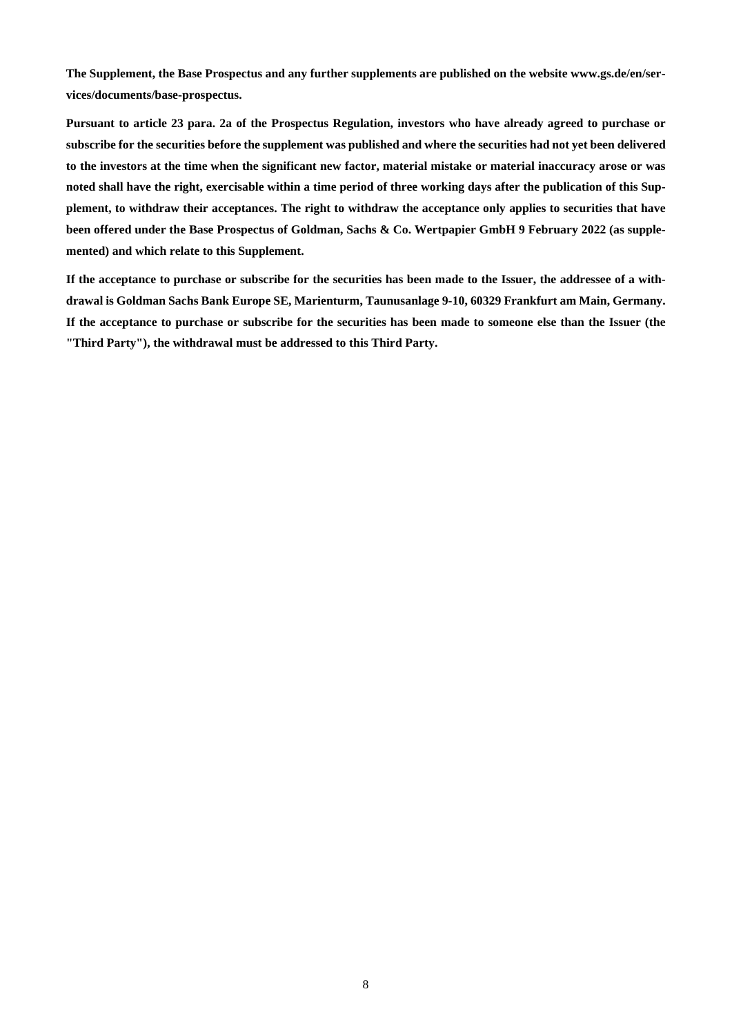**The Supplement, the Base Prospectus and any further supplements are published on the website www.gs.de/en/services/documents/base-prospectus.**

**Pursuant to article 23 para. 2a of the Prospectus Regulation, investors who have already agreed to purchase or subscribe for the securities before the supplement was published and where the securities had not yet been delivered to the investors at the time when the significant new factor, material mistake or material inaccuracy arose or was noted shall have the right, exercisable within a time period of three working days after the publication of this Supplement, to withdraw their acceptances. The right to withdraw the acceptance only applies to securities that have been offered under the Base Prospectus of Goldman, Sachs & Co. Wertpapier GmbH 9 February 2022 (as supplemented) and which relate to this Supplement.**

**If the acceptance to purchase or subscribe for the securities has been made to the Issuer, the addressee of a withdrawal is Goldman Sachs Bank Europe SE, Marienturm, Taunusanlage 9-10, 60329 Frankfurt am Main, Germany. If the acceptance to purchase or subscribe for the securities has been made to someone else than the Issuer (the "Third Party"), the withdrawal must be addressed to this Third Party.**